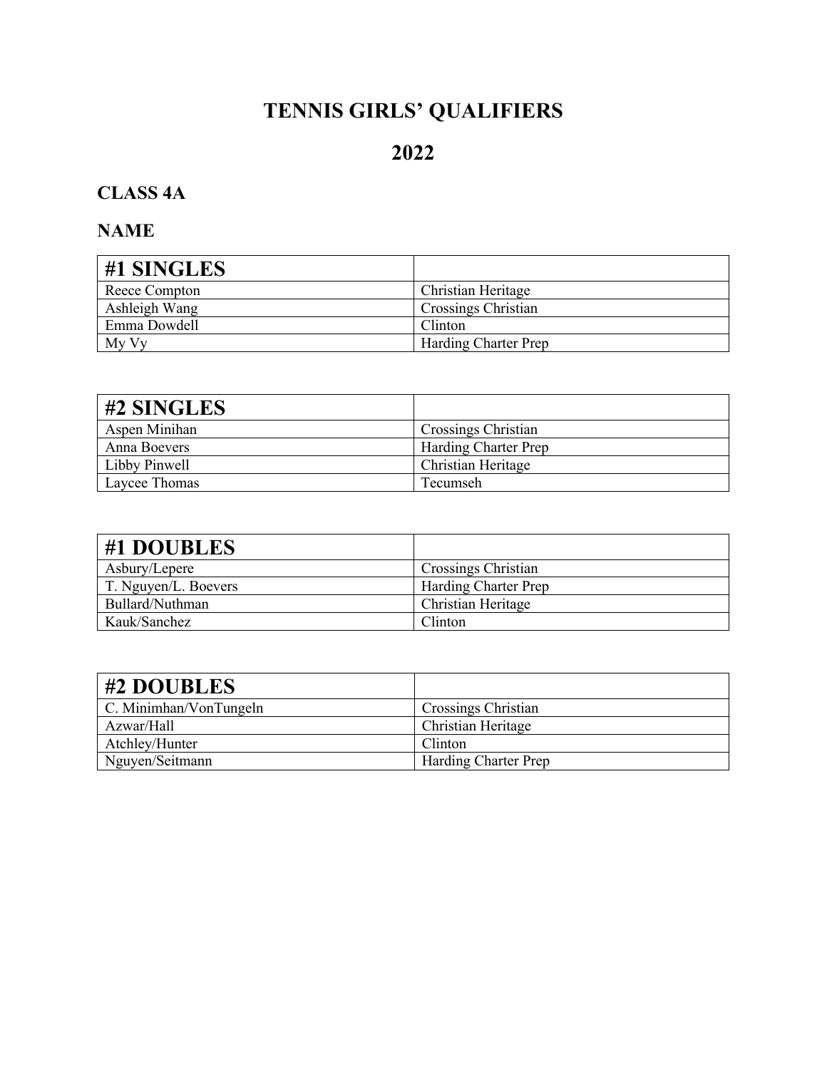# TENNIS GIRLS' QUALIFIERS

# 2022

## CLASS 4A

## NAME

| #1 SINGLES | |
|---|---|
| Reece Compton | Christian Heritage |
| Ashleigh Wang | Crossings Christian |
| Emma Dowdell | Clinton |
| My Vy | Harding Charter Prep |

| #2 SINGLES | |
|---|---|
| Aspen Minihan | Crossings Christian |
| Anna Boevers | Harding Charter Prep |
| Libby Pinwell | Christian Heritage |
| Laycee Thomas | Tecumseh |

| #1 DOUBLES | |
|---|---|
| Asbury/Lepere | Crossings Christian |
| T. Nguyen/L. Boevers | Harding Charter Prep |
| Bullard/Nuthman | Christian Heritage |
| Kauk/Sanchez | Clinton |

| #2 DOUBLES | |
|---|---|
| C. Minimhan/VonTungeln | Crossings Christian |
| Azwar/Hall | Christian Heritage |
| Atchley/Hunter | Clinton |
| Nguyen/Seitmann | Harding Charter Prep |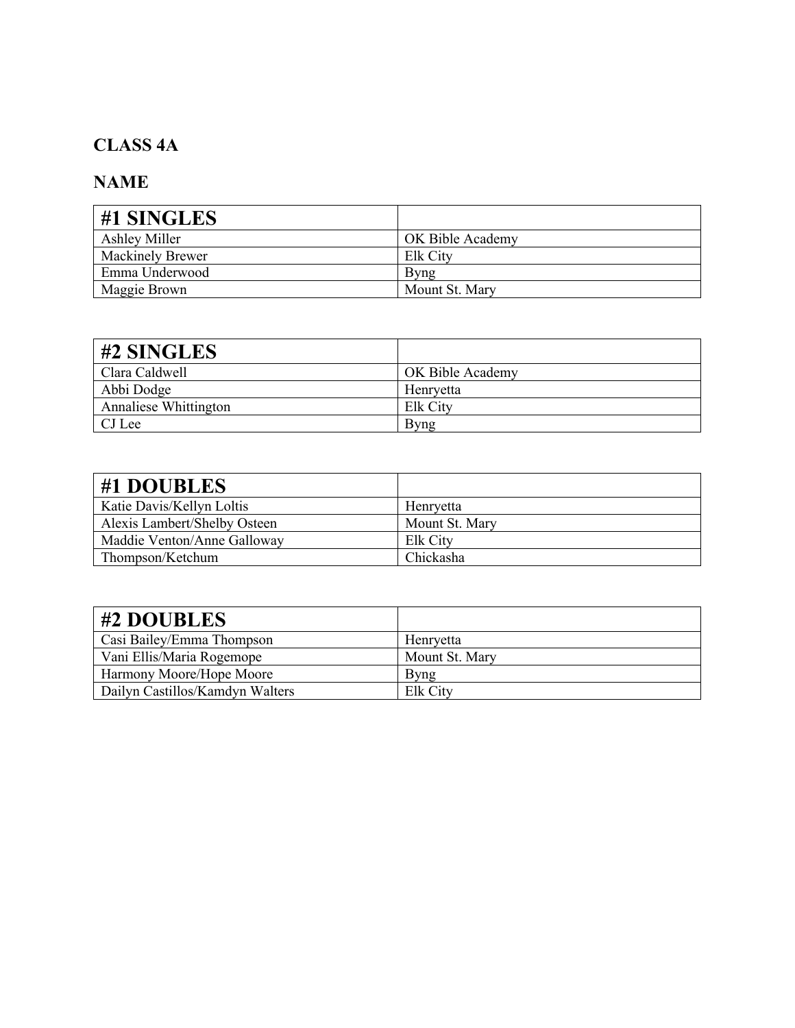**CLASS 4A**

**NAME**

| #1 SINGLES | |
|---|---|
| Ashley Miller | OK Bible Academy |
| Mackinely Brewer | Elk City |
| Emma Underwood | Byng |
| Maggie Brown | Mount St. Mary |

| #2 SINGLES | |
|---|---|
| Clara Caldwell | OK Bible Academy |
| Abbi Dodge | Henryetta |
| Annaliese Whittington | Elk City |
| CJ Lee | Byng |

| #1 DOUBLES | |
|---|---|
| Katie Davis/Kellyn Loltis | Henryetta |
| Alexis Lambert/Shelby Osteen | Mount St. Mary |
| Maddie Venton/Anne Galloway | Elk City |
| Thompson/Ketchum | Chickasha |

| #2 DOUBLES | |
|---|---|
| Casi Bailey/Emma Thompson | Henryetta |
| Vani Ellis/Maria Rogemope | Mount St. Mary |
| Harmony Moore/Hope Moore | Byng |
| Dailyn Castillos/Kamdyn Walters | Elk City |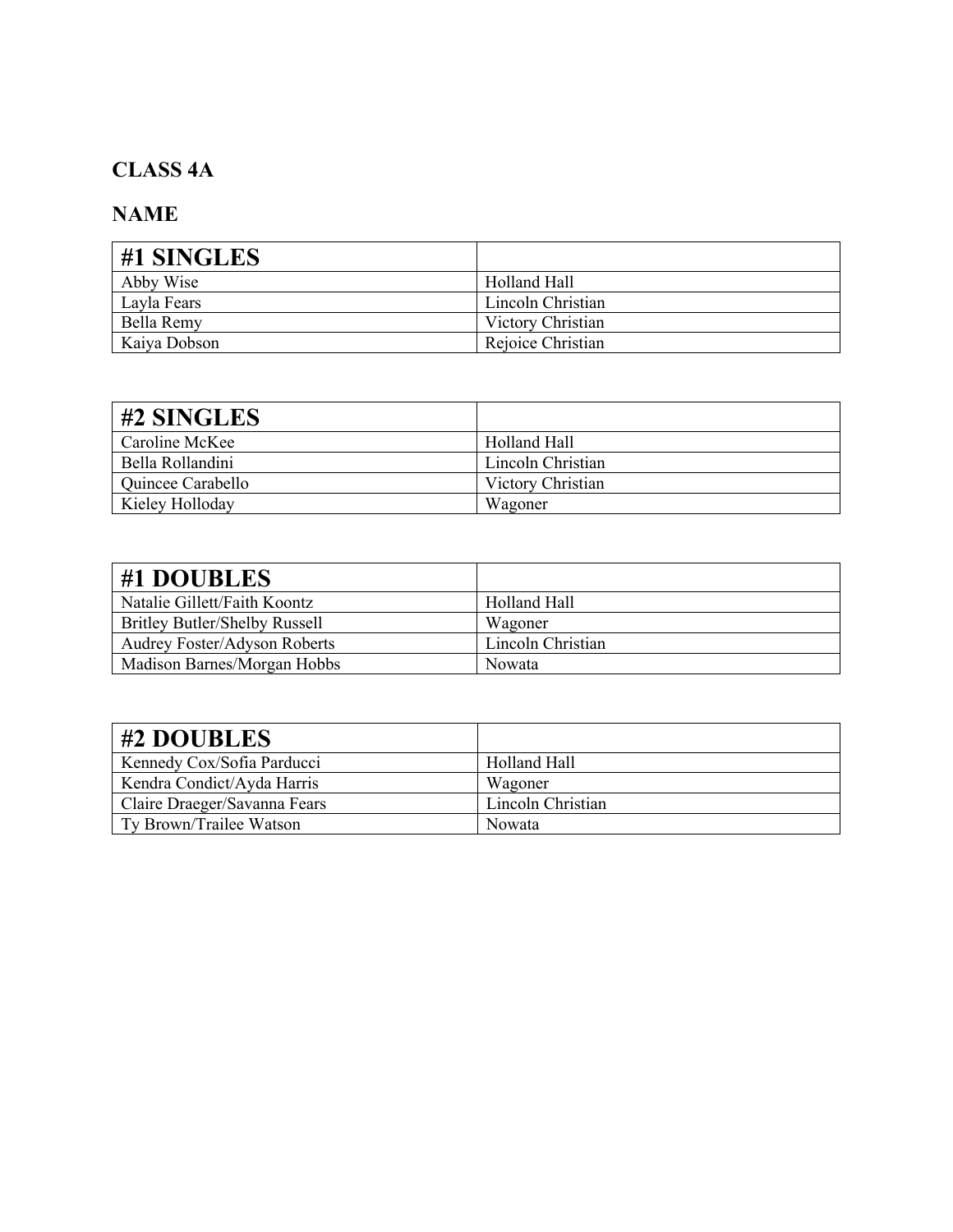## CLASS 4A

## NAME

| #1 SINGLES | |
|---|---|
| Abby Wise | Holland Hall |
| Layla Fears | Lincoln Christian |
| Bella Remy | Victory Christian |
| Kaiya Dobson | Rejoice Christian |

| #2 SINGLES | |
|---|---|
| Caroline McKee | Holland Hall |
| Bella Rollandini | Lincoln Christian |
| Quincee Carabello | Victory Christian |
| Kieley Holloday | Wagoner |

| #1 DOUBLES | |
|---|---|
| Natalie Gillett/Faith Koontz | Holland Hall |
| Britley Butler/Shelby Russell | Wagoner |
| Audrey Foster/Adyson Roberts | Lincoln Christian |
| Madison Barnes/Morgan Hobbs | Nowata |

| #2 DOUBLES | |
|---|---|
| Kennedy Cox/Sofia Parducci | Holland Hall |
| Kendra Condict/Ayda Harris | Wagoner |
| Claire Draeger/Savanna Fears | Lincoln Christian |
| Ty Brown/Trailee Watson | Nowata |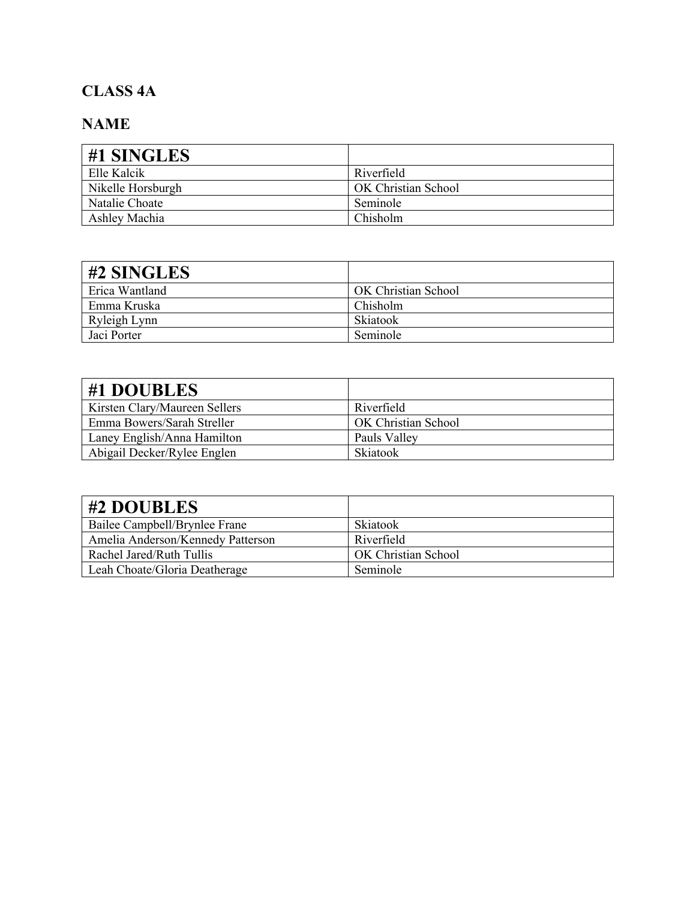## CLASS 4A

## NAME

| #1 SINGLES | |
|---|---|
| Elle Kalcik | Riverfield |
| Nikelle Horsburgh | OK Christian School |
| Natalie Choate | Seminole |
| Ashley Machia | Chisholm |

| #2 SINGLES | |
|---|---|
| Erica Wantland | OK Christian School |
| Emma Kruska | Chisholm |
| Ryleigh Lynn | Skiatook |
| Jaci Porter | Seminole |

| #1 DOUBLES | |
|---|---|
| Kirsten Clary/Maureen Sellers | Riverfield |
| Emma Bowers/Sarah Streller | OK Christian School |
| Laney English/Anna Hamilton | Pauls Valley |
| Abigail Decker/Rylee Englen | Skiatook |

| #2 DOUBLES | |
|---|---|
| Bailee Campbell/Brynlee Frane | Skiatook |
| Amelia Anderson/Kennedy Patterson | Riverfield |
| Rachel Jared/Ruth Tullis | OK Christian School |
| Leah Choate/Gloria Deatherage | Seminole |